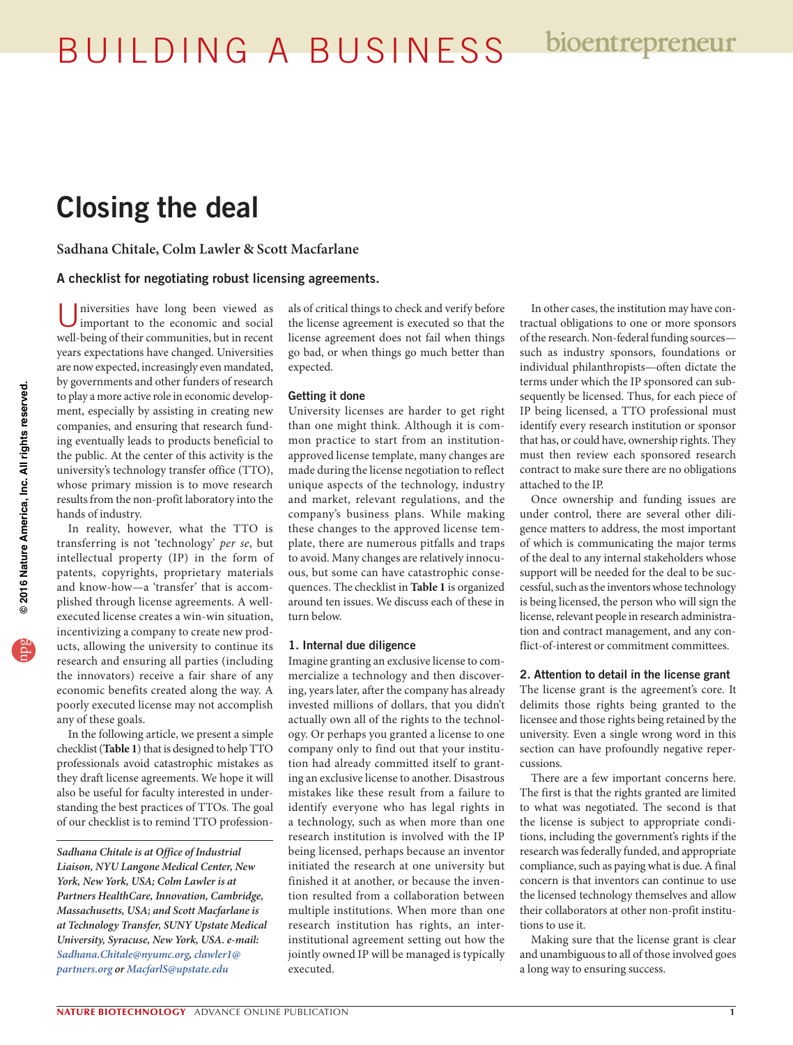# Closing the deal

**Sadhana Chitale, Colm Lawler & Scott Macfarlane**

**A checklist for negotiating robust licensing agreements.**

Universities have long been viewed as important to the economic and social well-being of their communities, but in recent years expectations have changed. Universities are now expected, increasingly even mandated, by governments and other funders of research to play a more active role in economic development, especially by assisting in creating new companies, and ensuring that research funding eventually leads to products beneficial to the public. At the center of this activity is the university's technology transfer office (TTO), whose primary mission is to move research results from the non-profit laboratory into the hands of industry.

In reality, however, what the TTO is transferring is not 'technology' *per se*, but intellectual property (IP) in the form of patents, copyrights, proprietary materials and know-how—a 'transfer' that is accomplished through license agreements. A well-executed license creates a win-win situation, incentivizing a company to create new products, allowing the university to continue its research and ensuring all parties (including the innovators) receive a fair share of any economic benefits created along the way. A poorly executed license may not accomplish any of these goals.

In the following article, we present a simple checklist (**Table 1**) that is designed to help TTO professionals avoid catastrophic mistakes as they draft license agreements. We hope it will also be useful for faculty interested in understanding the best practices of TTOs. The goal of our checklist is to remind TTO professionals of critical things to check and verify before the license agreement is executed so that the license agreement does not fail when things go bad, or when things go much better than expected.

*Sadhana Chitale is at Office of Industrial Liaison, NYU Langone Medical Center, New York, New York, USA; Colm Lawler is at Partners HealthCare, Innovation, Cambridge, Massachusetts, USA; and Scott Macfarlane is at Technology Transfer, SUNY Upstate Medical University, Syracuse, New York, USA. e-mail: Sadhana.Chitale@nyumc.org, clawler1@partners.org or MacfarlS@upstate.edu*

### Getting it done

University licenses are harder to get right than one might think. Although it is common practice to start from an institution-approved license template, many changes are made during the license negotiation to reflect unique aspects of the technology, industry and market, relevant regulations, and the company's business plans. While making these changes to the approved license template, there are numerous pitfalls and traps to avoid. Many changes are relatively innocuous, but some can have catastrophic consequences. The checklist in **Table 1** is organized around ten issues. We discuss each of these in turn below.

### 1. Internal due diligence

Imagine granting an exclusive license to commercialize a technology and then discovering, years later, after the company has already invested millions of dollars, that you didn't actually own all of the rights to the technology. Or perhaps you granted a license to one company only to find out that your institution had already committed itself to granting an exclusive license to another. Disastrous mistakes like these result from a failure to identify everyone who has legal rights in a technology, such as when more than one research institution is involved with the IP being licensed, perhaps because an inventor initiated the research at one university but finished it at another, or because the invention resulted from a collaboration between multiple institutions. When more than one research institution has rights, an inter-institutional agreement setting out how the jointly owned IP will be managed is typically executed.

In other cases, the institution may have contractual obligations to one or more sponsors of the research. Non-federal funding sources—such as industry sponsors, foundations or individual philanthropists—often dictate the terms under which the IP sponsored can subsequently be licensed. Thus, for each piece of IP being licensed, a TTO professional must identify every research institution or sponsor that has, or could have, ownership rights. They must then review each sponsored research contract to make sure there are no obligations attached to the IP.

Once ownership and funding issues are under control, there are several other diligence matters to address, the most important of which is communicating the major terms of the deal to any internal stakeholders whose support will be needed for the deal to be successful, such as the inventors whose technology is being licensed, the person who will sign the license, relevant people in research administration and contract management, and any conflict-of-interest or commitment committees.

### 2. Attention to detail in the license grant

The license grant is the agreement's core. It delimits those rights being granted to the licensee and those rights being retained by the university. Even a single wrong word in this section can have profoundly negative repercussions.

There are a few important concerns here. The first is that the rights granted are limited to what was negotiated. The second is that the license is subject to appropriate conditions, including the government's rights if the research was federally funded, and appropriate compliance, such as paying what is due. A final concern is that inventors can continue to use the licensed technology themselves and allow their collaborators at other non-profit institutions to use it.

Making sure that the license grant is clear and unambiguous to all of those involved goes a long way to ensuring success.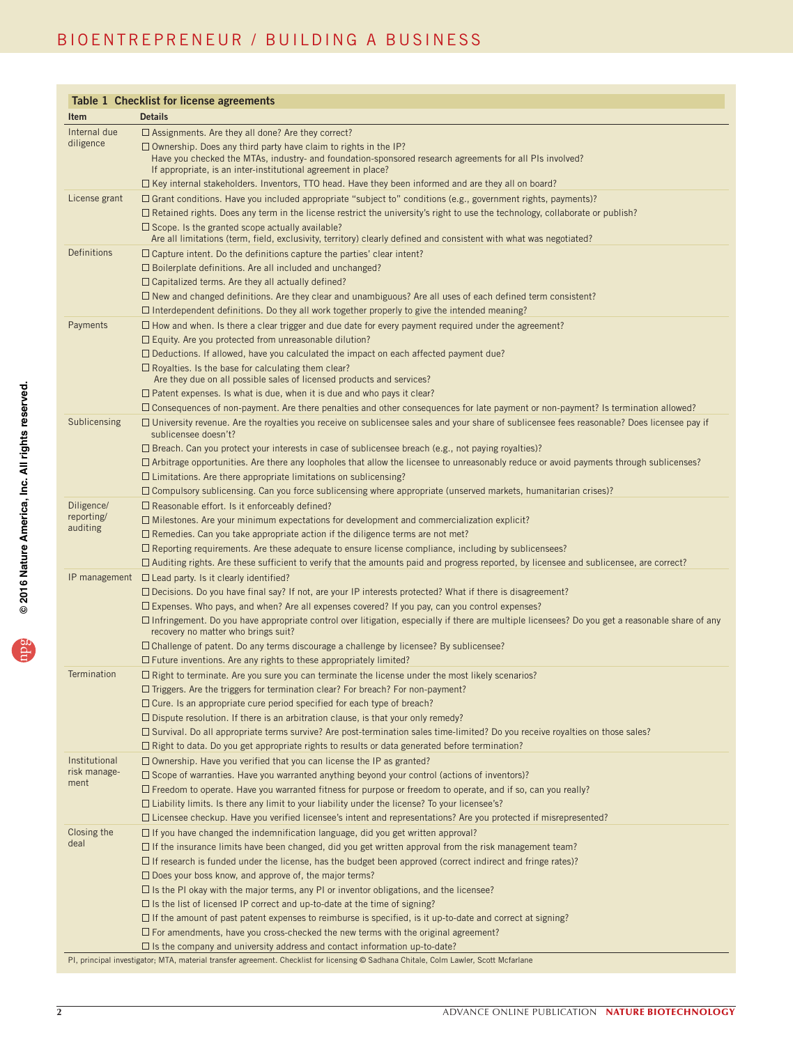**Table 1 Checklist for license agreements**

| Item | Details |
|---|---|
| Internal due diligence | ☐ Assignments. Are they all done? Are they correct?<br>☐ Ownership. Does any third party have claim to rights in the IP? Have you checked the MTAs, industry- and foundation-sponsored research agreements for all PIs involved? If appropriate, is an inter-institutional agreement in place?<br>☐ Key internal stakeholders. Inventors, TTO head. Have they been informed and are they all on board? |
| License grant | ☐ Grant conditions. Have you included appropriate "subject to" conditions (e.g., government rights, payments)?<br>☐ Retained rights. Does any term in the license restrict the university's right to use the technology, collaborate or publish?<br>☐ Scope. Is the granted scope actually available? Are all limitations (term, field, exclusivity, territory) clearly defined and consistent with what was negotiated? |
| Definitions | ☐ Capture intent. Do the definitions capture the parties' clear intent?<br>☐ Boilerplate definitions. Are all included and unchanged?<br>☐ Capitalized terms. Are they all actually defined?<br>☐ New and changed definitions. Are they clear and unambiguous? Are all uses of each defined term consistent?<br>☐ Interdependent definitions. Do they all work together properly to give the intended meaning? |
| Payments | ☐ How and when. Is there a clear trigger and due date for every payment required under the agreement?<br>☐ Equity. Are you protected from unreasonable dilution?<br>☐ Deductions. If allowed, have you calculated the impact on each affected payment due?<br>☐ Royalties. Is the base for calculating them clear? Are they due on all possible sales of licensed products and services?<br>☐ Patent expenses. Is what is due, when it is due and who pays it clear?<br>☐ Consequences of non-payment. Are there penalties and other consequences for late payment or non-payment? Is termination allowed? |
| Sublicensing | ☐ University revenue. Are the royalties you receive on sublicensee sales and your share of sublicensee fees reasonable? Does licensee pay if sublicensee doesn't?<br>☐ Breach. Can you protect your interests in case of sublicensee breach (e.g., not paying royalties)?<br>☐ Arbitrage opportunities. Are there any loopholes that allow the licensee to unreasonably reduce or avoid payments through sublicenses?<br>☐ Limitations. Are there appropriate limitations on sublicensing?<br>☐ Compulsory sublicensing. Can you force sublicensing where appropriate (unserved markets, humanitarian crises)? |
| Diligence/ reporting/ auditing | ☐ Reasonable effort. Is it enforceably defined?<br>☐ Milestones. Are your minimum expectations for development and commercialization explicit?<br>☐ Remedies. Can you take appropriate action if the diligence terms are not met?<br>☐ Reporting requirements. Are these adequate to ensure license compliance, including by sublicensees?<br>☐ Auditing rights. Are these sufficient to verify that the amounts paid and progress reported, by licensee and sublicensee, are correct? |
| IP management | ☐ Lead party. Is it clearly identified?<br>☐ Decisions. Do you have final say? If not, are your IP interests protected? What if there is disagreement?<br>☐ Expenses. Who pays, and when? Are all expenses covered? If you pay, can you control expenses?<br>☐ Infringement. Do you have appropriate control over litigation, especially if there are multiple licensees? Do you get a reasonable share of any recovery no matter who brings suit?<br>☐ Challenge of patent. Do any terms discourage a challenge by licensee? By sublicensee?<br>☐ Future inventions. Are any rights to these appropriately limited? |
| Termination | ☐ Right to terminate. Are you sure you can terminate the license under the most likely scenarios?<br>☐ Triggers. Are the triggers for termination clear? For breach? For non-payment?<br>☐ Cure. Is an appropriate cure period specified for each type of breach?<br>☐ Dispute resolution. If there is an arbitration clause, is that your only remedy?<br>☐ Survival. Do all appropriate terms survive? Are post-termination sales time-limited? Do you receive royalties on those sales?<br>☐ Right to data. Do you get appropriate rights to results or data generated before termination? |
| Institutional risk management | ☐ Ownership. Have you verified that you can license the IP as granted?<br>☐ Scope of warranties. Have you warranted anything beyond your control (actions of inventors)?<br>☐ Freedom to operate. Have you warranted fitness for purpose or freedom to operate, and if so, can you really?<br>☐ Liability limits. Is there any limit to your liability under the license? To your licensee's?<br>☐ Licensee checkup. Have you verified licensee's intent and representations? Are you protected if misrepresented? |
| Closing the deal | ☐ If you have changed the indemnification language, did you get written approval?<br>☐ If the insurance limits have been changed, did you get written approval from the risk management team?<br>☐ If research is funded under the license, has the budget been approved (correct indirect and fringe rates)?<br>☐ Does your boss know, and approve of, the major terms?<br>☐ Is the PI okay with the major terms, any PI or inventor obligations, and the licensee?<br>☐ Is the list of licensed IP correct and up-to-date at the time of signing?<br>☐ If the amount of past patent expenses to reimburse is specified, is it up-to-date and correct at signing?<br>☐ For amendments, have you cross-checked the new terms with the original agreement?<br>☐ Is the company and university address and contact information up-to-date? |

PI, principal investigator; MTA, material transfer agreement. Checklist for licensing © Sadhana Chitale, Colm Lawler, Scott Mcfarlane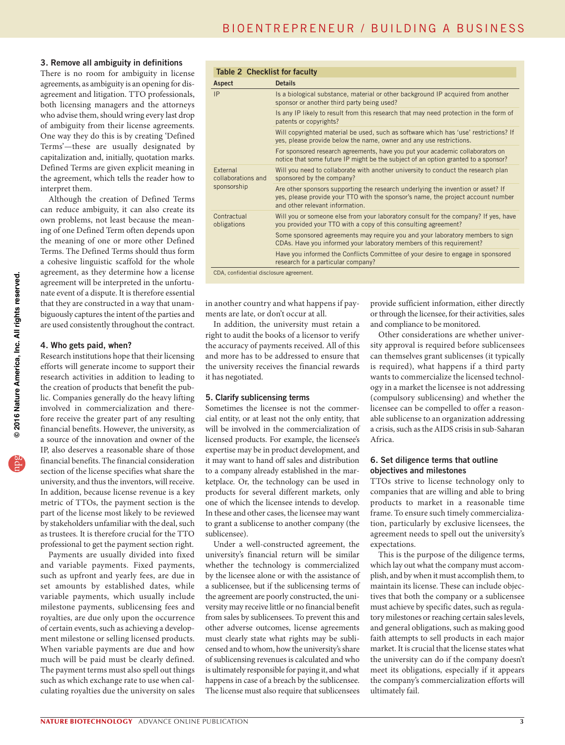### 3. Remove all ambiguity in definitions

There is no room for ambiguity in license agreements, as ambiguity is an opening for disagreement and litigation. TTO professionals, both licensing managers and the attorneys who advise them, should wring every last drop of ambiguity from their license agreements. One way they do this is by creating 'Defined Terms'—these are usually designated by capitalization and, initially, quotation marks. Defined Terms are given explicit meaning in the agreement, which tells the reader how to interpret them.

Although the creation of Defined Terms can reduce ambiguity, it can also create its own problems, not least because the meaning of one Defined Term often depends upon the meaning of one or more other Defined Terms. The Defined Terms should thus form a cohesive linguistic scaffold for the whole agreement, as they determine how a license agreement will be interpreted in the unfortunate event of a dispute. It is therefore essential that they are constructed in a way that unambiguously captures the intent of the parties and are used consistently throughout the contract.

### 4. Who gets paid, when?

Research institutions hope that their licensing efforts will generate income to support their research activities in addition to leading to the creation of products that benefit the public. Companies generally do the heavy lifting involved in commercialization and therefore receive the greater part of any resulting financial benefits. However, the university, as a source of the innovation and owner of the IP, also deserves a reasonable share of those financial benefits. The financial consideration section of the license specifies what share the university, and thus the inventors, will receive. In addition, because license revenue is a key metric of TTOs, the payment section is the part of the license most likely to be reviewed by stakeholders unfamiliar with the deal, such as trustees. It is therefore crucial for the TTO professional to get the payment section right.

Payments are usually divided into fixed and variable payments. Fixed payments, such as upfront and yearly fees, are due in set amounts by established dates, while variable payments, which usually include milestone payments, sublicensing fees and royalties, are due only upon the occurrence of certain events, such as achieving a development milestone or selling licensed products. When variable payments are due and how much will be paid must be clearly defined. The payment terms must also spell out things such as which exchange rate to use when calculating royalties due the university on sales in another country and what happens if payments are late, or don't occur at all.

In addition, the university must retain a right to audit the books of a licensor to verify the accuracy of payments received. All of this and more has to be addressed to ensure that the university receives the financial rewards it has negotiated.

### 5. Clarify sublicensing terms

Sometimes the licensee is not the commercial entity, or at least not the only entity, that will be involved in the commercialization of licensed products. For example, the licensee's expertise may be in product development, and it may want to hand off sales and distribution to a company already established in the marketplace. Or, the technology can be used in products for several different markets, only one of which the licensee intends to develop. In these and other cases, the licensee may want to grant a sublicense to another company (the sublicensee).

Under a well-constructed agreement, the university's financial return will be similar whether the technology is commercialized by the licensee alone or with the assistance of a sublicensee, but if the sublicensing terms of the agreement are poorly constructed, the university may receive little or no financial benefit from sales by sublicensees. To prevent this and other adverse outcomes, license agreements must clearly state what rights may be sublicensed and to whom, how the university's share of sublicensing revenues is calculated and who is ultimately responsible for paying it, and what happens in case of a breach by the sublicensee. The license must also require that sublicensees provide sufficient information, either directly or through the licensee, for their activities, sales and compliance to be monitored.

Other considerations are whether university approval is required before sublicensees can themselves grant sublicenses (it typically is required), what happens if a third party wants to commercialize the licensed technology in a market the licensee is not addressing (compulsory sublicensing) and whether the licensee can be compelled to offer a reasonable sublicense to an organization addressing a crisis, such as the AIDS crisis in sub-Saharan Africa.

### 6. Set diligence terms that outline objectives and milestones

TTOs strive to license technology only to companies that are willing and able to bring products to market in a reasonable time frame. To ensure such timely commercialization, particularly by exclusive licensees, the agreement needs to spell out the university's expectations.

This is the purpose of the diligence terms, which lay out what the company must accomplish, and by when it must accomplish them, to maintain its license. These can include objectives that both the company or a sublicensee must achieve by specific dates, such as regulatory milestones or reaching certain sales levels, and general obligations, such as making good faith attempts to sell products in each major market. It is crucial that the license states what the university can do if the company doesn't meet its obligations, especially if it appears the company's commercialization efforts will ultimately fail.

**Table 2 Checklist for faculty**

| Aspect | Details |
|---|---|
| IP | Is a biological substance, material or other background IP acquired from another sponsor or another third party being used? |
| | Is any IP likely to result from this research that may need protection in the form of patents or copyrights? |
| | Will copyrighted material be used, such as software which has 'use' restrictions? If yes, please provide below the name, owner and any use restrictions. |
| | For sponsored research agreements, have you put your academic collaborators on notice that some future IP might be the subject of an option granted to a sponsor? |
| External collaborations and sponsorship | Will you need to collaborate with another university to conduct the research plan sponsored by the company? |
| | Are other sponsors supporting the research underlying the invention or asset? If yes, please provide your TTO with the sponsor's name, the project account number and other relevant information. |
| Contractual obligations | Will you or someone else from your laboratory consult for the company? If yes, have you provided your TTO with a copy of this consulting agreement? |
| | Some sponsored agreements may require you and your laboratory members to sign CDAs. Have you informed your laboratory members of this requirement? |
| | Have you informed the Conflicts Committee of your desire to engage in sponsored research for a particular company? |

CDA, confidential disclosure agreement.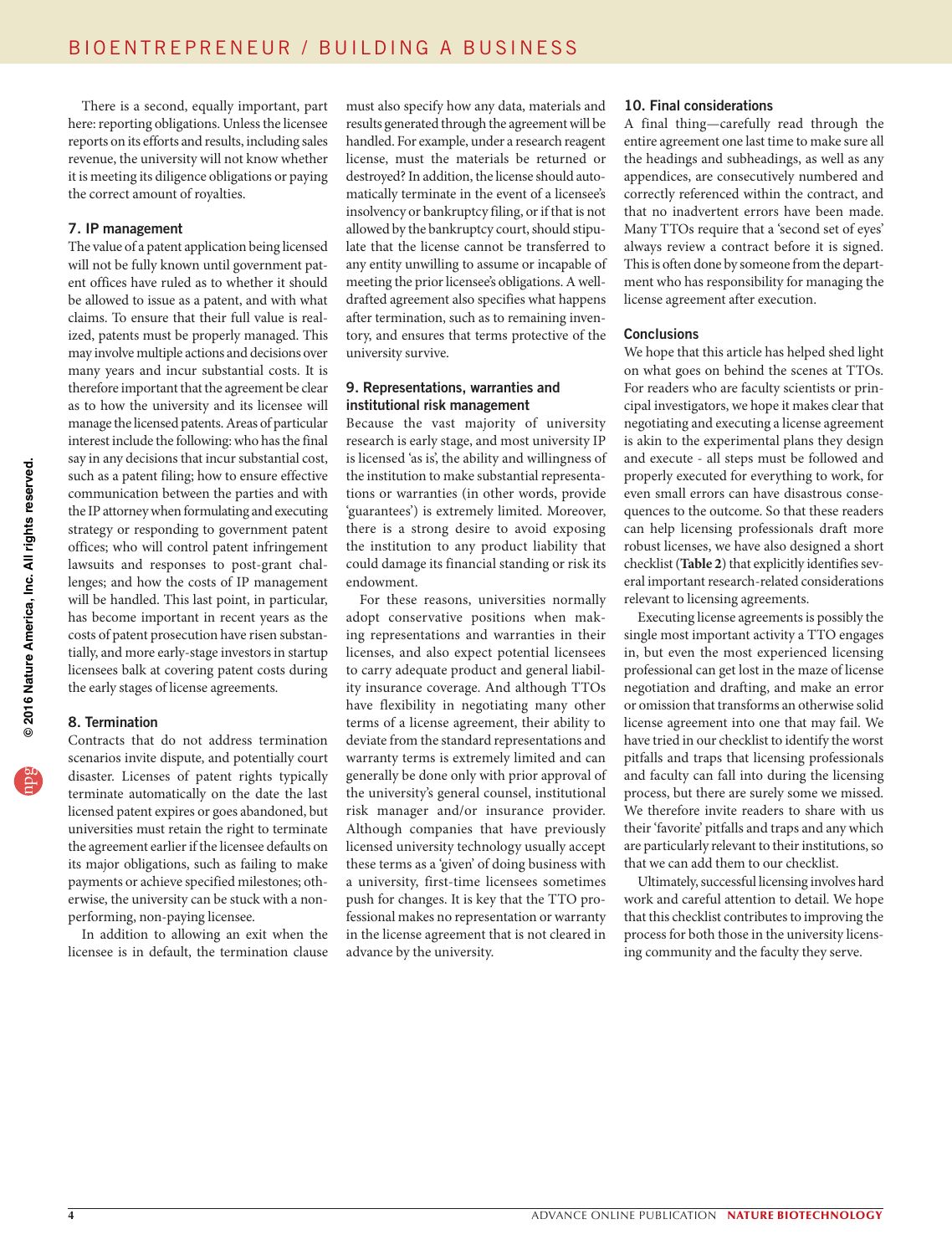There is a second, equally important, part here: reporting obligations. Unless the licensee reports on its efforts and results, including sales revenue, the university will not know whether it is meeting its diligence obligations or paying the correct amount of royalties.

### 7. IP management

The value of a patent application being licensed will not be fully known until government patent offices have ruled as to whether it should be allowed to issue as a patent, and with what claims. To ensure that their full value is realized, patents must be properly managed. This may involve multiple actions and decisions over many years and incur substantial costs. It is therefore important that the agreement be clear as to how the university and its licensee will manage the licensed patents. Areas of particular interest include the following: who has the final say in any decisions that incur substantial cost, such as a patent filing; how to ensure effective communication between the parties and with the IP attorney when formulating and executing strategy or responding to government patent offices; who will control patent infringement lawsuits and responses to post-grant challenges; and how the costs of IP management will be handled. This last point, in particular, has become important in recent years as the costs of patent prosecution have risen substantially, and more early-stage investors in startup licensees balk at covering patent costs during the early stages of license agreements.

### 8. Termination

Contracts that do not address termination scenarios invite dispute, and potentially court disaster. Licenses of patent rights typically terminate automatically on the date the last licensed patent expires or goes abandoned, but universities must retain the right to terminate the agreement earlier if the licensee defaults on its major obligations, such as failing to make payments or achieve specified milestones; otherwise, the university can be stuck with a non-performing, non-paying licensee.

In addition to allowing an exit when the licensee is in default, the termination clause must also specify how any data, materials and results generated through the agreement will be handled. For example, under a research reagent license, must the materials be returned or destroyed? In addition, the license should automatically terminate in the event of a licensee's insolvency or bankruptcy filing, or if that is not allowed by the bankruptcy court, should stipulate that the license cannot be transferred to any entity unwilling to assume or incapable of meeting the prior licensee's obligations. A well-drafted agreement also specifies what happens after termination, such as to remaining inventory, and ensures that terms protective of the university survive.

### 9. Representations, warranties and institutional risk management

Because the vast majority of university research is early stage, and most university IP is licensed 'as is', the ability and willingness of the institution to make substantial representations or warranties (in other words, provide 'guarantees') is extremely limited. Moreover, there is a strong desire to avoid exposing the institution to any product liability that could damage its financial standing or risk its endowment.

For these reasons, universities normally adopt conservative positions when making representations and warranties in their licenses, and also expect potential licensees to carry adequate product and general liability insurance coverage. And although TTOs have flexibility in negotiating many other terms of a license agreement, their ability to deviate from the standard representations and warranty terms is extremely limited and can generally be done only with prior approval of the university's general counsel, institutional risk manager and/or insurance provider. Although companies that have previously licensed university technology usually accept these terms as a 'given' of doing business with a university, first-time licensees sometimes push for changes. It is key that the TTO professional makes no representation or warranty in the license agreement that is not cleared in advance by the university.

### 10. Final considerations

A final thing—carefully read through the entire agreement one last time to make sure all the headings and subheadings, as well as any appendices, are consecutively numbered and correctly referenced within the contract, and that no inadvertent errors have been made. Many TTOs require that a 'second set of eyes' always review a contract before it is signed. This is often done by someone from the department who has responsibility for managing the license agreement after execution.

### Conclusions

We hope that this article has helped shed light on what goes on behind the scenes at TTOs. For readers who are faculty scientists or principal investigators, we hope it makes clear that negotiating and executing a license agreement is akin to the experimental plans they design and execute - all steps must be followed and properly executed for everything to work, for even small errors can have disastrous consequences to the outcome. So that these readers can help licensing professionals draft more robust licenses, we have also designed a short checklist (**Table 2**) that explicitly identifies several important research-related considerations relevant to licensing agreements.

Executing license agreements is possibly the single most important activity a TTO engages in, but even the most experienced licensing professional can get lost in the maze of license negotiation and drafting, and make an error or omission that transforms an otherwise solid license agreement into one that may fail. We have tried in our checklist to identify the worst pitfalls and traps that licensing professionals and faculty can fall into during the licensing process, but there are surely some we missed. We therefore invite readers to share with us their 'favorite' pitfalls and traps and any which are particularly relevant to their institutions, so that we can add them to our checklist.

Ultimately, successful licensing involves hard work and careful attention to detail. We hope that this checklist contributes to improving the process for both those in the university licensing community and the faculty they serve.